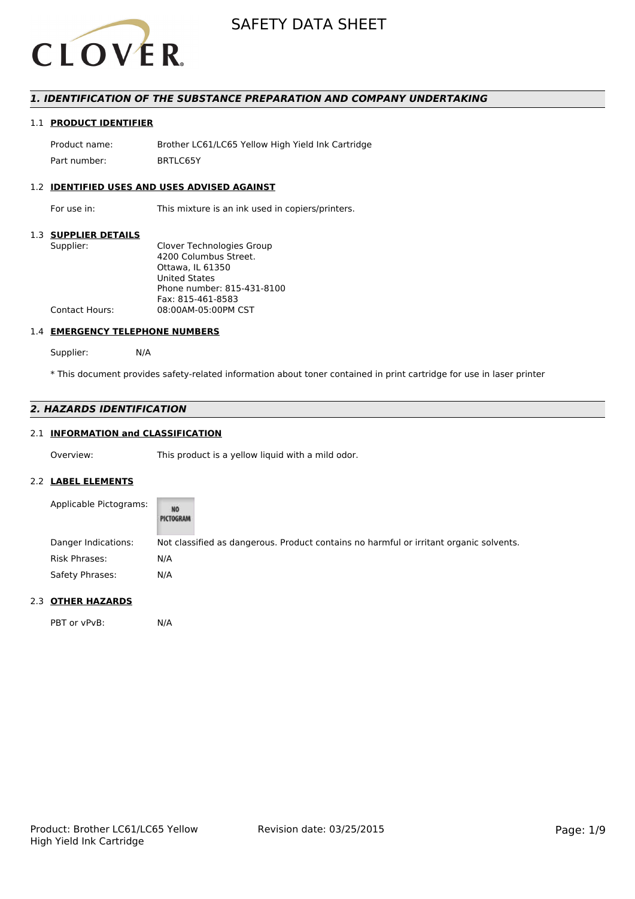# SAFETY DATA SHEET

## 1. IDENTIFICATION OF THE SUBSTANCE PREPARATION AND COMPANY UNDERTAKING

### 1.1 PRODUCT IDENTIFIER

| | |
|---|---|
| Product name: | Brother LC61/LC65 Yellow High Yield Ink Cartridge |
| Part number: | BRTLC65Y |

### 1.2 IDENTIFIED USES AND USES ADVISED AGAINST

| | |
|---|---|
| For use in: | This mixture is an ink used in copiers/printers. |

### 1.3 SUPPLIER DETAILS

| | |
|---|---|
| Supplier: | Clover Technologies Group<br>4200 Columbus Street.<br>Ottawa, IL 61350<br>United States<br>Phone number: 815-431-8100<br>Fax: 815-461-8583 |
| Contact Hours: | 08:00AM-05:00PM CST |

### 1.4 EMERGENCY TELEPHONE NUMBERS

Supplier: N/A

* This document provides safety-related information about toner contained in print cartridge for use in laser printer

## 2. HAZARDS IDENTIFICATION

### 2.1 INFORMATION and CLASSIFICATION

| | |
|---|---|
| Overview: | This product is a yellow liquid with a mild odor. |

### 2.2 LABEL ELEMENTS

| | |
|---|---|
| Applicable Pictograms: | NO PICTOGRAM |
| Danger Indications: | Not classified as dangerous. Product contains no harmful or irritant organic solvents. |
| Risk Phrases: | N/A |
| Safety Phrases: | N/A |

### 2.3 OTHER HAZARDS

| | |
|---|---|
| PBT or vPvB: | N/A |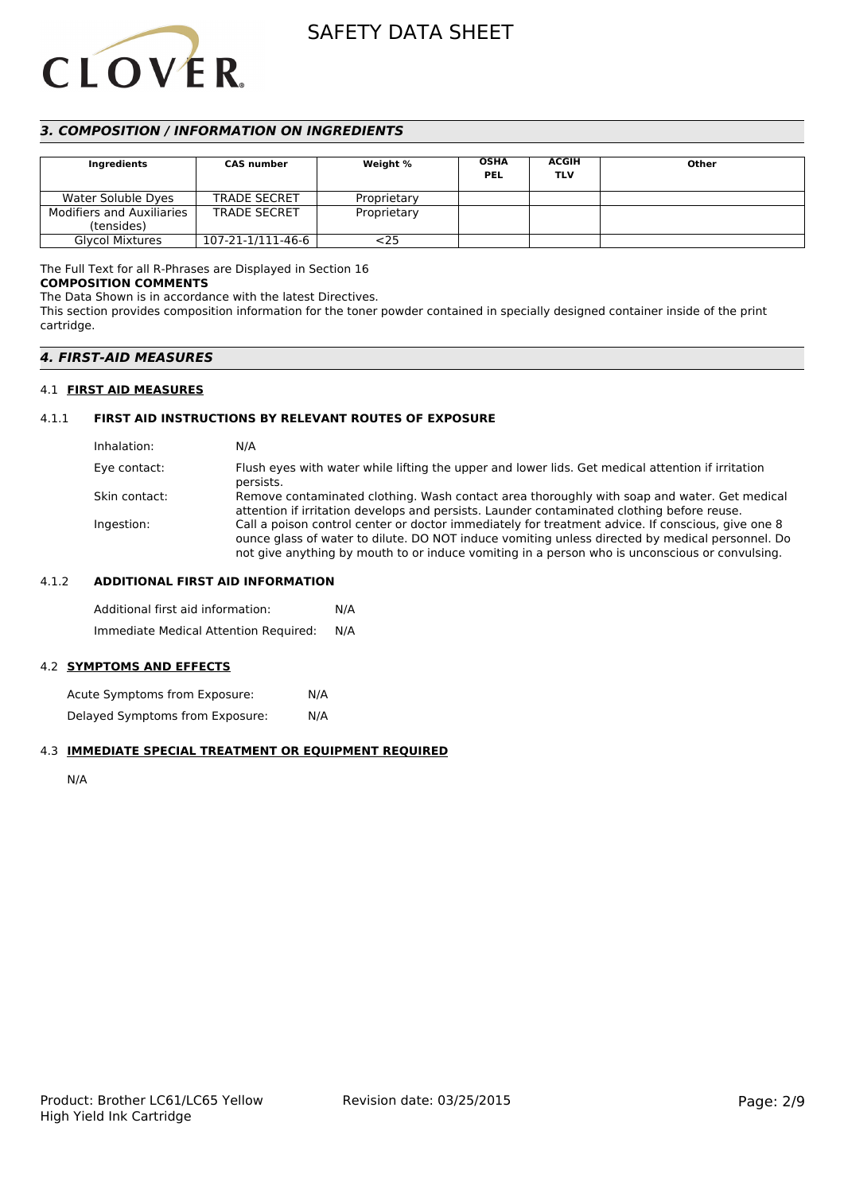## 3. COMPOSITION / INFORMATION ON INGREDIENTS

| Ingredients | CAS number | Weight % | OSHA PEL | ACGIH TLV | Other |
|---|---|---|---|---|---|
| Water Soluble Dyes | TRADE SECRET | Proprietary | | | |
| Modifiers and Auxiliaries (tensides) | TRADE SECRET | Proprietary | | | |
| Glycol Mixtures | 107-21-1/111-46-6 | <25 | | | |

The Full Text for all R-Phrases are Displayed in Section 16

**COMPOSITION COMMENTS**

The Data Shown is in accordance with the latest Directives.

This section provides composition information for the toner powder contained in specially designed container inside of the print cartridge.

## 4. FIRST-AID MEASURES

### 4.1 FIRST AID MEASURES

#### 4.1.1 FIRST AID INSTRUCTIONS BY RELEVANT ROUTES OF EXPOSURE

Inhalation: N/A

Eye contact: Flush eyes with water while lifting the upper and lower lids. Get medical attention if irritation persists.

Skin contact: Remove contaminated clothing. Wash contact area thoroughly with soap and water. Get medical attention if irritation develops and persists. Launder contaminated clothing before reuse.

Ingestion: Call a poison control center or doctor immediately for treatment advice. If conscious, give one 8 ounce glass of water to dilute. DO NOT induce vomiting unless directed by medical personnel. Do not give anything by mouth to or induce vomiting in a person who is unconscious or convulsing.

#### 4.1.2 ADDITIONAL FIRST AID INFORMATION

Additional first aid information: N/A

Immediate Medical Attention Required: N/A

### 4.2 SYMPTOMS AND EFFECTS

Acute Symptoms from Exposure: N/A

Delayed Symptoms from Exposure: N/A

### 4.3 IMMEDIATE SPECIAL TREATMENT OR EQUIPMENT REQUIRED

N/A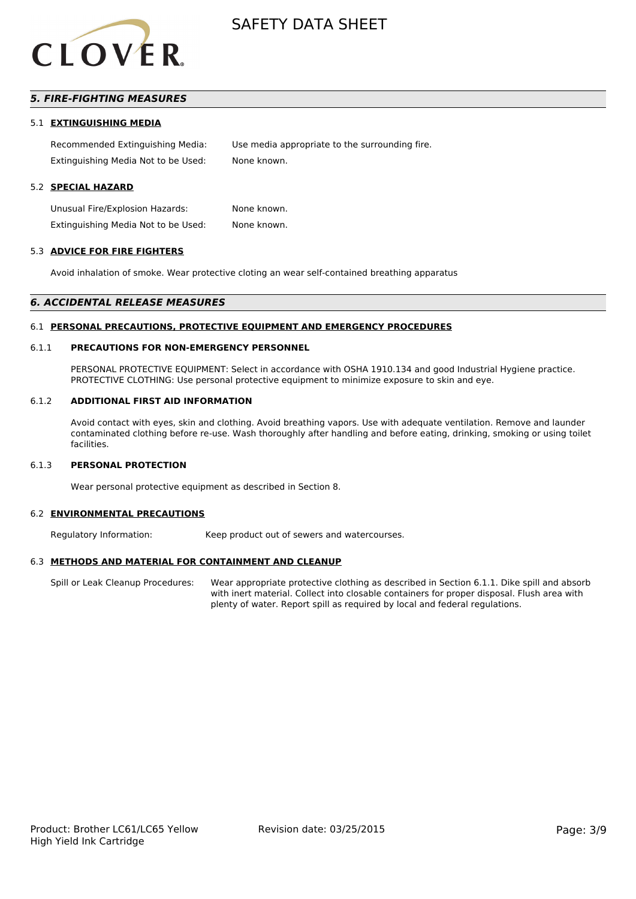## *5. FIRE-FIGHTING MEASURES*

### 5.1 EXTINGUISHING MEDIA

Recommended Extinguishing Media: Use media appropriate to the surrounding fire.

Extinguishing Media Not to be Used: None known.

### 5.2 SPECIAL HAZARD

Unusual Fire/Explosion Hazards: None known.

Extinguishing Media Not to be Used: None known.

### 5.3 ADVICE FOR FIRE FIGHTERS

Avoid inhalation of smoke. Wear protective cloting an wear self-contained breathing apparatus

## *6. ACCIDENTAL RELEASE MEASURES*

### 6.1 PERSONAL PRECAUTIONS, PROTECTIVE EQUIPMENT AND EMERGENCY PROCEDURES

#### 6.1.1 PRECAUTIONS FOR NON-EMERGENCY PERSONNEL

PERSONAL PROTECTIVE EQUIPMENT: Select in accordance with OSHA 1910.134 and good Industrial Hygiene practice. PROTECTIVE CLOTHING: Use personal protective equipment to minimize exposure to skin and eye.

#### 6.1.2 ADDITIONAL FIRST AID INFORMATION

Avoid contact with eyes, skin and clothing. Avoid breathing vapors. Use with adequate ventilation. Remove and launder contaminated clothing before re-use. Wash thoroughly after handling and before eating, drinking, smoking or using toilet facilities.

#### 6.1.3 PERSONAL PROTECTION

Wear personal protective equipment as described in Section 8.

### 6.2 ENVIRONMENTAL PRECAUTIONS

Regulatory Information: Keep product out of sewers and watercourses.

### 6.3 METHODS AND MATERIAL FOR CONTAINMENT AND CLEANUP

Spill or Leak Cleanup Procedures: Wear appropriate protective clothing as described in Section 6.1.1. Dike spill and absorb with inert material. Collect into closable containers for proper disposal. Flush area with plenty of water. Report spill as required by local and federal regulations.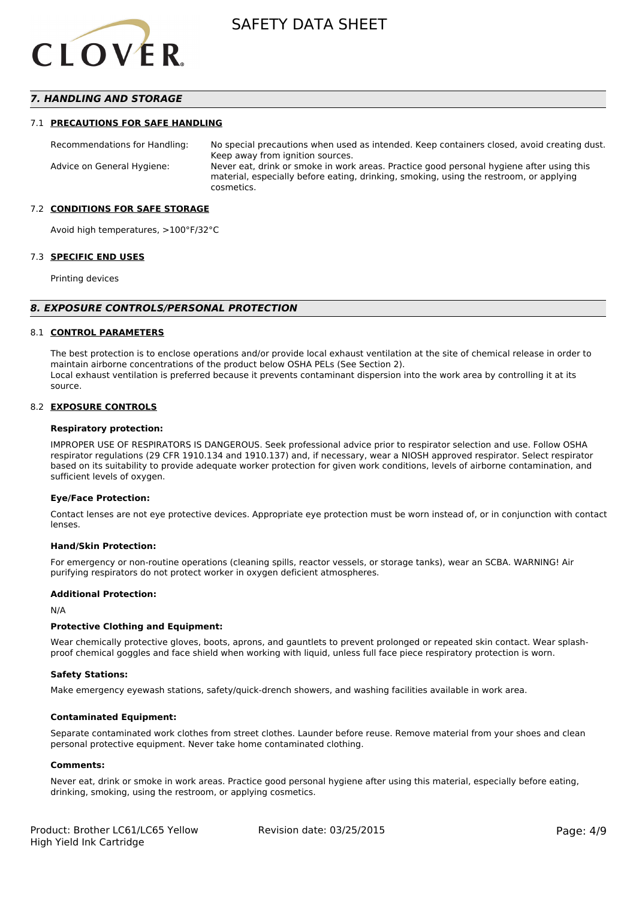## 7. HANDLING AND STORAGE

### 7.1 PRECAUTIONS FOR SAFE HANDLING

Recommendations for Handling: No special precautions when used as intended. Keep containers closed, avoid creating dust. Keep away from ignition sources.

Advice on General Hygiene: Never eat, drink or smoke in work areas. Practice good personal hygiene after using this material, especially before eating, drinking, smoking, using the restroom, or applying cosmetics.

### 7.2 CONDITIONS FOR SAFE STORAGE

Avoid high temperatures, >100°F/32°C

### 7.3 SPECIFIC END USES

Printing devices

## 8. EXPOSURE CONTROLS/PERSONAL PROTECTION

### 8.1 CONTROL PARAMETERS

The best protection is to enclose operations and/or provide local exhaust ventilation at the site of chemical release in order to maintain airborne concentrations of the product below OSHA PELs (See Section 2).
Local exhaust ventilation is preferred because it prevents contaminant dispersion into the work area by controlling it at its source.

### 8.2 EXPOSURE CONTROLS

**Respiratory protection:**

IMPROPER USE OF RESPIRATORS IS DANGEROUS. Seek professional advice prior to respirator selection and use. Follow OSHA respirator regulations (29 CFR 1910.134 and 1910.137) and, if necessary, wear a NIOSH approved respirator. Select respirator based on its suitability to provide adequate worker protection for given work conditions, levels of airborne contamination, and sufficient levels of oxygen.

**Eye/Face Protection:**

Contact lenses are not eye protective devices. Appropriate eye protection must be worn instead of, or in conjunction with contact lenses.

**Hand/Skin Protection:**

For emergency or non-routine operations (cleaning spills, reactor vessels, or storage tanks), wear an SCBA. WARNING! Air purifying respirators do not protect worker in oxygen deficient atmospheres.

**Additional Protection:**

N/A

**Protective Clothing and Equipment:**

Wear chemically protective gloves, boots, aprons, and gauntlets to prevent prolonged or repeated skin contact. Wear splash-proof chemical goggles and face shield when working with liquid, unless full face piece respiratory protection is worn.

**Safety Stations:**

Make emergency eyewash stations, safety/quick-drench showers, and washing facilities available in work area.

**Contaminated Equipment:**

Separate contaminated work clothes from street clothes. Launder before reuse. Remove material from your shoes and clean personal protective equipment. Never take home contaminated clothing.

**Comments:**

Never eat, drink or smoke in work areas. Practice good personal hygiene after using this material, especially before eating, drinking, smoking, using the restroom, or applying cosmetics.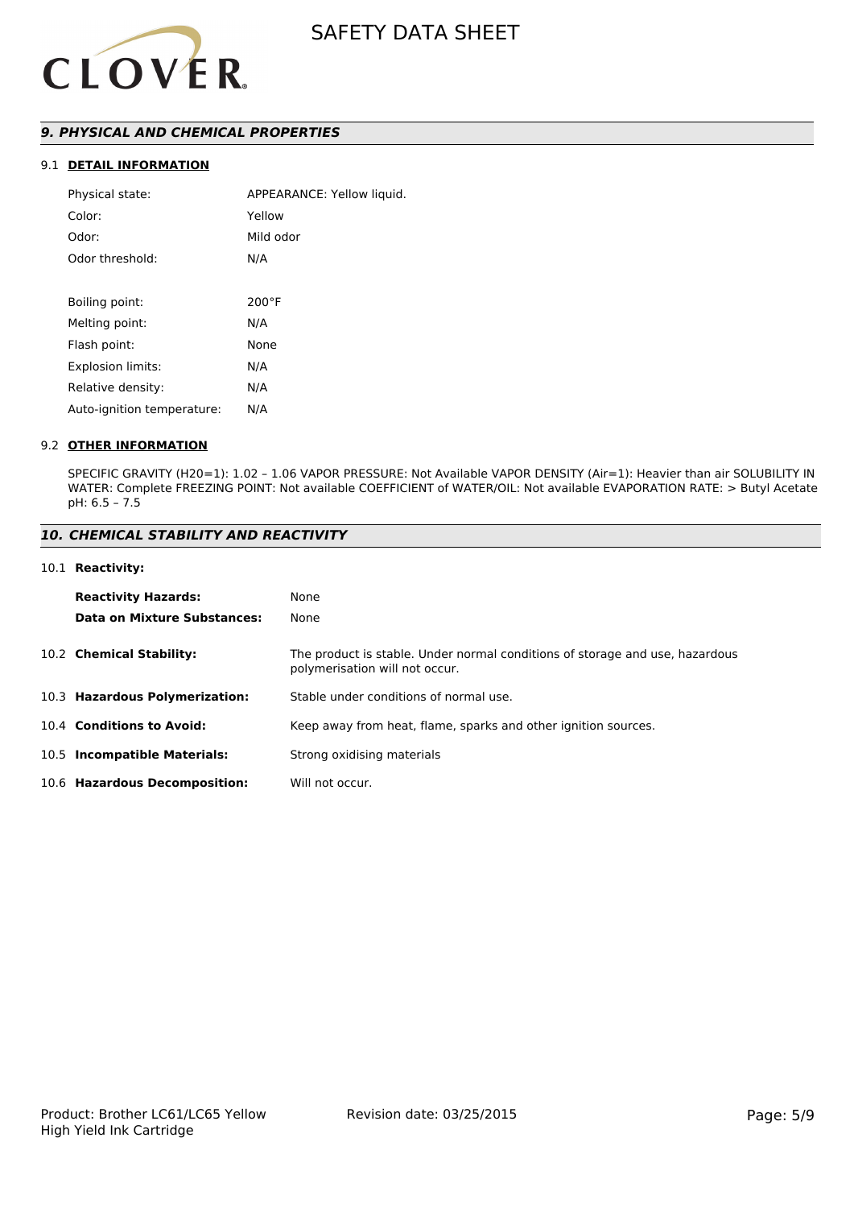## 9. PHYSICAL AND CHEMICAL PROPERTIES

### 9.1 DETAIL INFORMATION

| | |
|---|---|
| Physical state: | APPEARANCE: Yellow liquid. |
| Color: | Yellow |
| Odor: | Mild odor |
| Odor threshold: | N/A |
| | |
| Boiling point: | 200°F |
| Melting point: | N/A |
| Flash point: | None |
| Explosion limits: | N/A |
| Relative density: | N/A |
| Auto-ignition temperature: | N/A |

### 9.2 OTHER INFORMATION

SPECIFIC GRAVITY (H20=1): 1.02 – 1.06 VAPOR PRESSURE: Not Available VAPOR DENSITY (Air=1): Heavier than air SOLUBILITY IN WATER: Complete FREEZING POINT: Not available COEFFICIENT of WATER/OIL: Not available EVAPORATION RATE: > Butyl Acetate pH: 6.5 – 7.5

## 10. CHEMICAL STABILITY AND REACTIVITY

### 10.1 Reactivity:

| | |
|---|---|
| **Reactivity Hazards:** | None |
| **Data on Mixture Substances:** | None |

**10.2 Chemical Stability:** The product is stable. Under normal conditions of storage and use, hazardous polymerisation will not occur.

**10.3 Hazardous Polymerization:** Stable under conditions of normal use.

**10.4 Conditions to Avoid:** Keep away from heat, flame, sparks and other ignition sources.

**10.5 Incompatible Materials:** Strong oxidising materials

**10.6 Hazardous Decomposition:** Will not occur.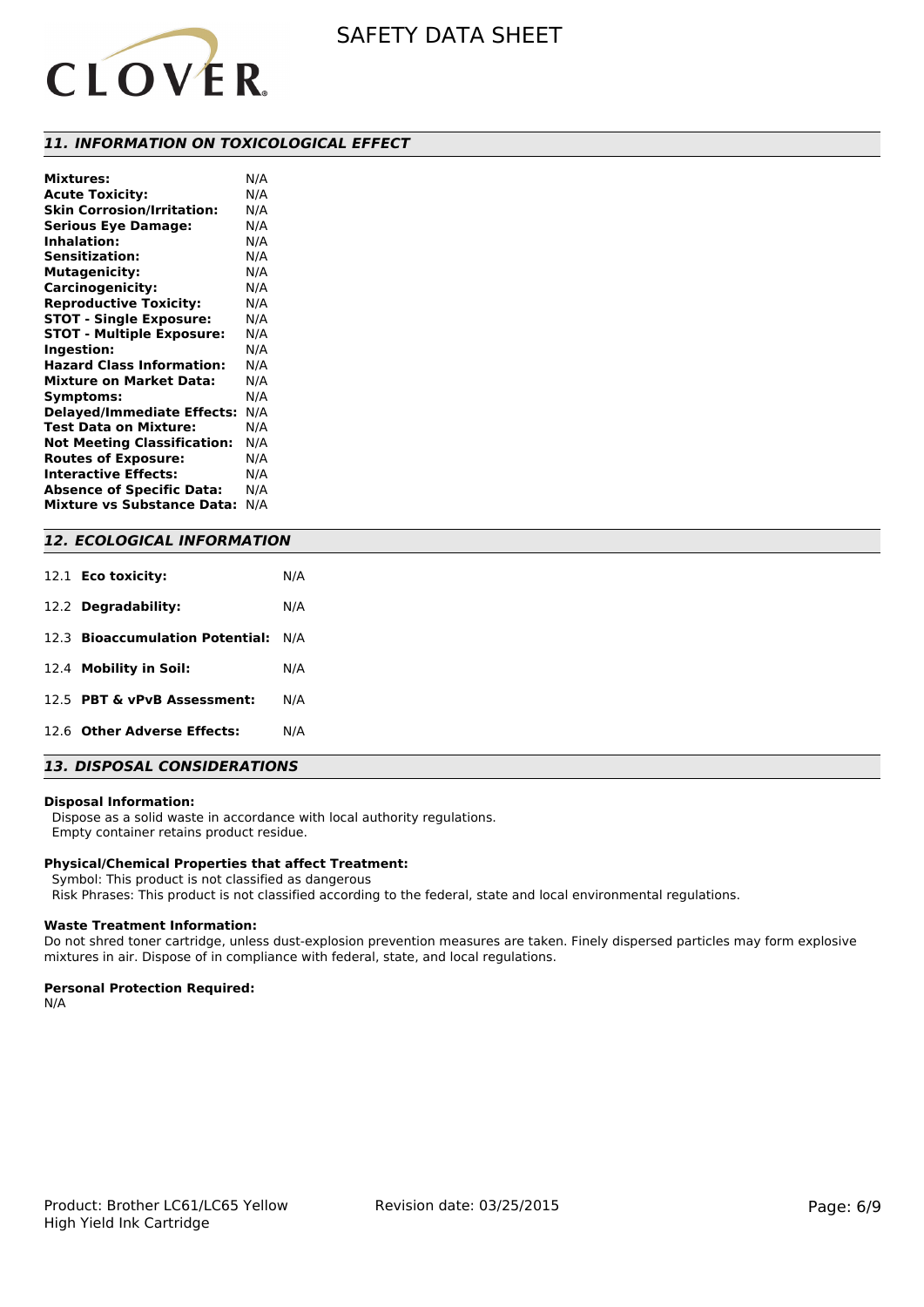## 11. INFORMATION ON TOXICOLOGICAL EFFECT

| | |
|---|---|
| **Mixtures:** | N/A |
| **Acute Toxicity:** | N/A |
| **Skin Corrosion/Irritation:** | N/A |
| **Serious Eye Damage:** | N/A |
| **Inhalation:** | N/A |
| **Sensitization:** | N/A |
| **Mutagenicity:** | N/A |
| **Carcinogenicity:** | N/A |
| **Reproductive Toxicity:** | N/A |
| **STOT - Single Exposure:** | N/A |
| **STOT - Multiple Exposure:** | N/A |
| **Ingestion:** | N/A |
| **Hazard Class Information:** | N/A |
| **Mixture on Market Data:** | N/A |
| **Symptoms:** | N/A |
| **Delayed/Immediate Effects:** | N/A |
| **Test Data on Mixture:** | N/A |
| **Not Meeting Classification:** | N/A |
| **Routes of Exposure:** | N/A |
| **Interactive Effects:** | N/A |
| **Absence of Specific Data:** | N/A |
| **Mixture vs Substance Data:** | N/A |

## 12. ECOLOGICAL INFORMATION

| | | |
|---|---|---|
| 12.1 | **Eco toxicity:** | N/A |
| 12.2 | **Degradability:** | N/A |
| 12.3 | **Bioaccumulation Potential:** | N/A |
| 12.4 | **Mobility in Soil:** | N/A |
| 12.5 | **PBT & vPvB Assessment:** | N/A |
| 12.6 | **Other Adverse Effects:** | N/A |

## 13. DISPOSAL CONSIDERATIONS

**Disposal Information:**

Dispose as a solid waste in accordance with local authority regulations.
Empty container retains product residue.

**Physical/Chemical Properties that affect Treatment:**

Symbol: This product is not classified as dangerous
Risk Phrases: This product is not classified according to the federal, state and local environmental regulations.

**Waste Treatment Information:**

Do not shred toner cartridge, unless dust-explosion prevention measures are taken. Finely dispersed particles may form explosive mixtures in air. Dispose of in compliance with federal, state, and local regulations.

**Personal Protection Required:**

N/A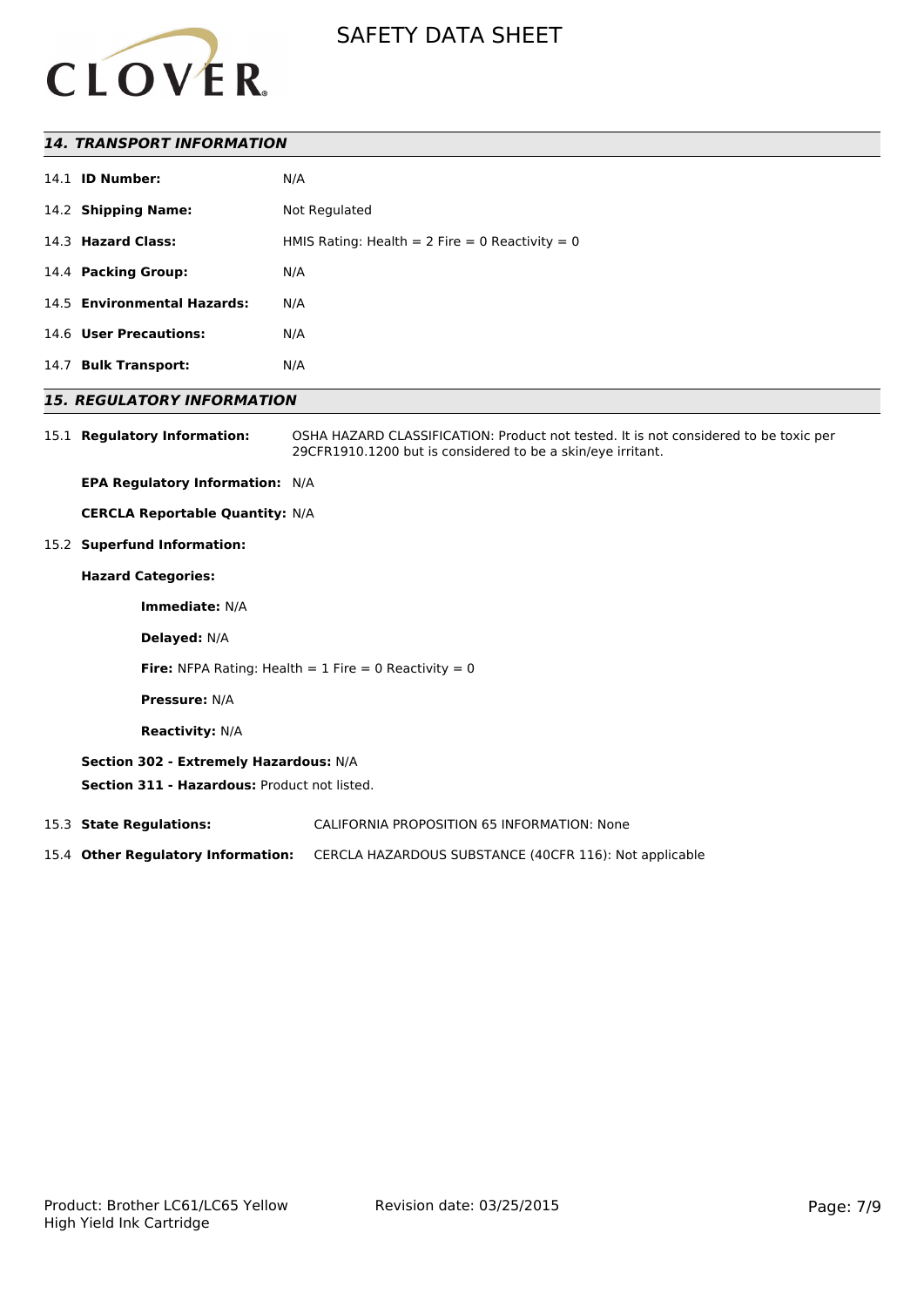## 14. TRANSPORT INFORMATION

| | |
|---|---|
| 14.1 **ID Number:** | N/A |
| 14.2 **Shipping Name:** | Not Regulated |
| 14.3 **Hazard Class:** | HMIS Rating: Health = 2 Fire = 0 Reactivity = 0 |
| 14.4 **Packing Group:** | N/A |
| 14.5 **Environmental Hazards:** | N/A |
| 14.6 **User Precautions:** | N/A |
| 14.7 **Bulk Transport:** | N/A |

## 15. REGULATORY INFORMATION

15.1 **Regulatory Information:** OSHA HAZARD CLASSIFICATION: Product not tested. It is not considered to be toxic per 29CFR1910.1200 but is considered to be a skin/eye irritant.

**EPA Regulatory Information:** N/A

**CERCLA Reportable Quantity:** N/A

15.2 **Superfund Information:**

**Hazard Categories:**

**Immediate:** N/A

**Delayed:** N/A

**Fire:** NFPA Rating: Health = 1 Fire = 0 Reactivity = 0

**Pressure:** N/A

**Reactivity:** N/A

**Section 302 - Extremely Hazardous:** N/A

**Section 311 - Hazardous:** Product not listed.

15.3 **State Regulations:** CALIFORNIA PROPOSITION 65 INFORMATION: None

15.4 **Other Regulatory Information:** CERCLA HAZARDOUS SUBSTANCE (40CFR 116): Not applicable

Product: Brother LC61/LC65 Yellow High Yield Ink Cartridge

Revision date: 03/25/2015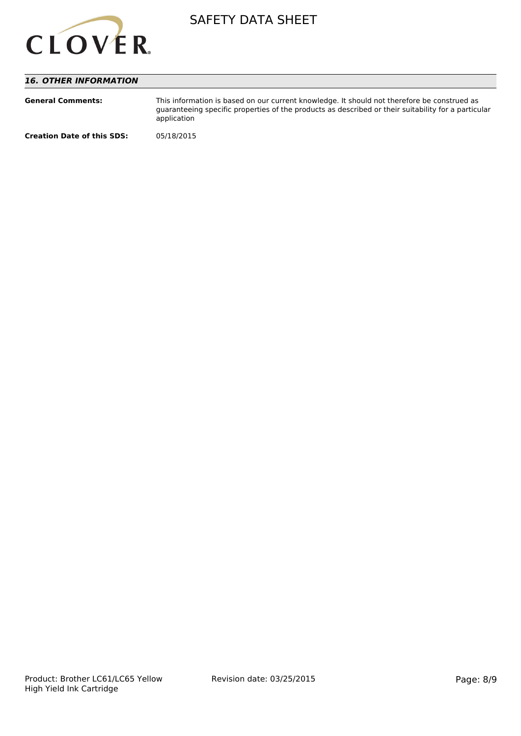### *16. OTHER INFORMATION*

| | |
|---|---|
| **General Comments:** | This information is based on our current knowledge. It should not therefore be construed as guaranteeing specific properties of the products as described or their suitability for a particular application |
| **Creation Date of this SDS:** | 05/18/2015 |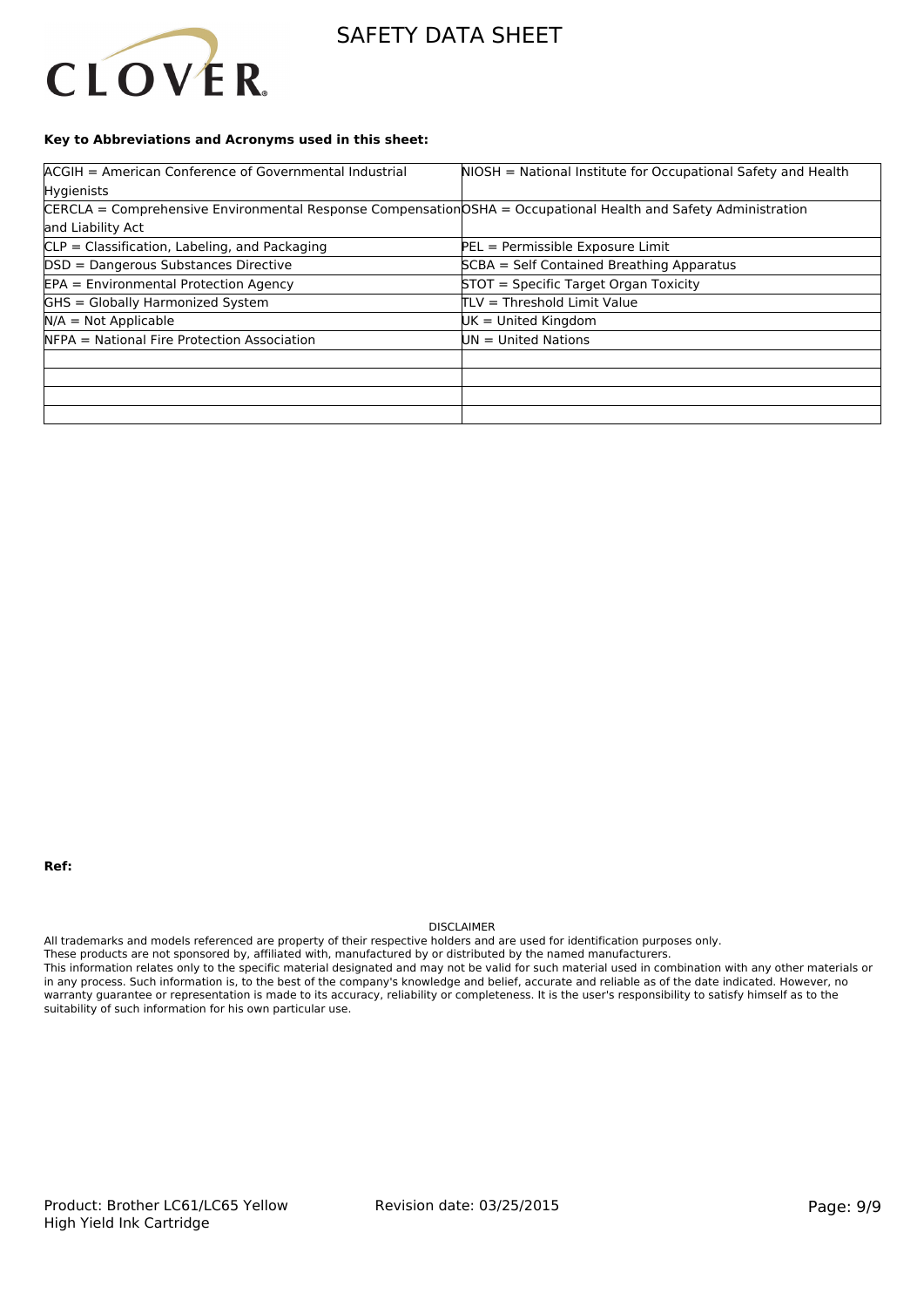**Key to Abbreviations and Acronyms used in this sheet:**

| | |
|---|---|
| ACGIH = American Conference of Governmental Industrial Hygienists | NIOSH = National Institute for Occupational Safety and Health |
| CERCLA = Comprehensive Environmental Response Compensation and Liability Act | OSHA = Occupational Health and Safety Administration |
| CLP = Classification, Labeling, and Packaging | PEL = Permissible Exposure Limit |
| DSD = Dangerous Substances Directive | SCBA = Self Contained Breathing Apparatus |
| EPA = Environmental Protection Agency | STOT = Specific Target Organ Toxicity |
| GHS = Globally Harmonized System | TLV = Threshold Limit Value |
| N/A = Not Applicable | UK = United Kingdom |
| NFPA = National Fire Protection Association | UN = United Nations |
| | |
| | |
| | |
| | |

**Ref:**

DISCLAIMER

All trademarks and models referenced are property of their respective holders and are used for identification purposes only.
These products are not sponsored by, affiliated with, manufactured by or distributed by the named manufacturers.
This information relates only to the specific material designated and may not be valid for such material used in combination with any other materials or in any process. Such information is, to the best of the company's knowledge and belief, accurate and reliable as of the date indicated. However, no warranty guarantee or representation is made to its accuracy, reliability or completeness. It is the user's responsibility to satisfy himself as to the suitability of such information for his own particular use.

Product: Brother LC61/LC65 Yellow High Yield Ink Cartridge

Revision date: 03/25/2015